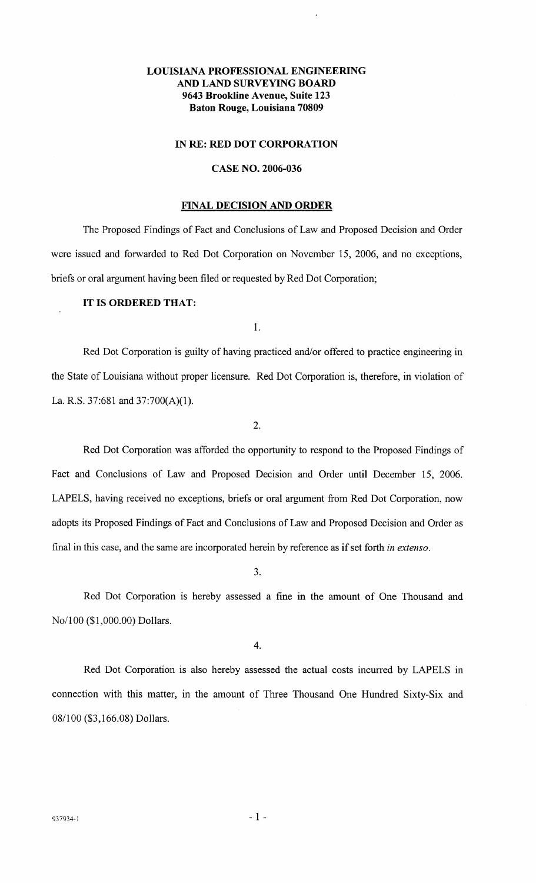**LOUISIANA PROFESSIONAL ENGINEERING AND LAND SURVEYING BOARD**
**9643 Brookline Avenue, Suite 123**
**Baton Rouge, Louisiana 70809**

**IN RE: RED DOT CORPORATION**

**CASE NO. 2006-036**

## FINAL DECISION AND ORDER

The Proposed Findings of Fact and Conclusions of Law and Proposed Decision and Order were issued and forwarded to Red Dot Corporation on November 15, 2006, and no exceptions, briefs or oral argument having been filed or requested by Red Dot Corporation;

**IT IS ORDERED THAT:**

1.

Red Dot Corporation is guilty of having practiced and/or offered to practice engineering in the State of Louisiana without proper licensure. Red Dot Corporation is, therefore, in violation of La. R.S. 37:681 and 37:700(A)(1).

2.

Red Dot Corporation was afforded the opportunity to respond to the Proposed Findings of Fact and Conclusions of Law and Proposed Decision and Order until December 15, 2006. LAPELS, having received no exceptions, briefs or oral argument from Red Dot Corporation, now adopts its Proposed Findings of Fact and Conclusions of Law and Proposed Decision and Order as final in this case, and the same are incorporated herein by reference as if set forth *in extenso*.

3.

Red Dot Corporation is hereby assessed a fine in the amount of One Thousand and No/100 ($1,000.00) Dollars.

4.

Red Dot Corporation is also hereby assessed the actual costs incurred by LAPELS in connection with this matter, in the amount of Three Thousand One Hundred Sixty-Six and 08/100 ($3,166.08) Dollars.

937934-1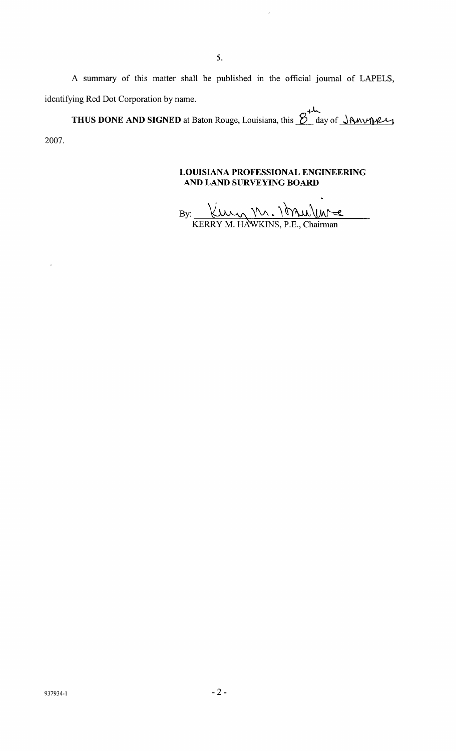5.

A summary of this matter shall be published in the official journal of LAPELS, identifying Red Dot Corporation by name.

**THUS DONE AND SIGNED** at Baton Rouge, Louisiana, this 8th day of January 2007.

**LOUISIANA PROFESSIONAL ENGINEERING AND LAND SURVEYING BOARD**

By: Kerry M. Hawkins
KERRY M. HAWKINS, P.E., Chairman

937934-1